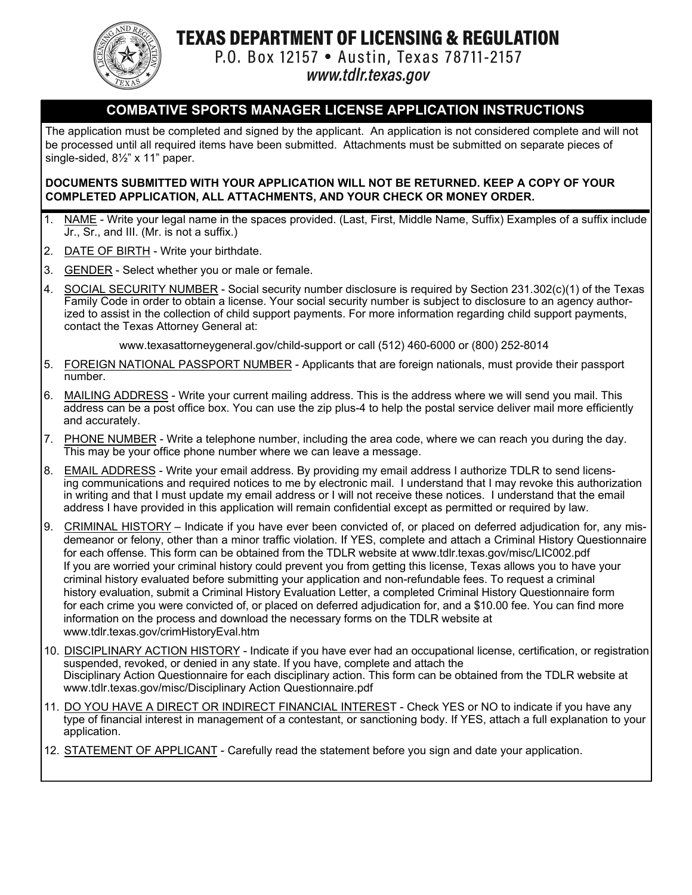# TEXAS DEPARTMENT OF LICENSING & REGULATION

P.O. Box 12157 • Austin, Texas 78711-2157

*www.tdlr.texas.gov*

## COMBATIVE SPORTS MANAGER LICENSE APPLICATION INSTRUCTIONS

The application must be completed and signed by the applicant. An application is not considered complete and will not be processed until all required items have been submitted. Attachments must be submitted on separate pieces of single-sided, 8½" x 11" paper.

**DOCUMENTS SUBMITTED WITH YOUR APPLICATION WILL NOT BE RETURNED. KEEP A COPY OF YOUR COMPLETED APPLICATION, ALL ATTACHMENTS, AND YOUR CHECK OR MONEY ORDER.**

1. NAME - Write your legal name in the spaces provided. (Last, First, Middle Name, Suffix) Examples of a suffix include Jr., Sr., and III. (Mr. is not a suffix.)
2. DATE OF BIRTH - Write your birthdate.
3. GENDER - Select whether you or male or female.
4. SOCIAL SECURITY NUMBER - Social security number disclosure is required by Section 231.302(c)(1) of the Texas Family Code in order to obtain a license. Your social security number is subject to disclosure to an agency authorized to assist in the collection of child support payments. For more information regarding child support payments, contact the Texas Attorney General at:

   www.texasattorneygeneral.gov/child-support or call (512) 460-6000 or (800) 252-8014
5. FOREIGN NATIONAL PASSPORT NUMBER - Applicants that are foreign nationals, must provide their passport number.
6. MAILING ADDRESS - Write your current mailing address. This is the address where we will send you mail. This address can be a post office box. You can use the zip plus-4 to help the postal service deliver mail more efficiently and accurately.
7. PHONE NUMBER - Write a telephone number, including the area code, where we can reach you during the day. This may be your office phone number where we can leave a message.
8. EMAIL ADDRESS - Write your email address. By providing my email address I authorize TDLR to send licensing communications and required notices to me by electronic mail. I understand that I may revoke this authorization in writing and that I must update my email address or I will not receive these notices. I understand that the email address I have provided in this application will remain confidential except as permitted or required by law.
9. CRIMINAL HISTORY – Indicate if you have ever been convicted of, or placed on deferred adjudication for, any misdemeanor or felony, other than a minor traffic violation. If YES, complete and attach a Criminal History Questionnaire for each offense. This form can be obtained from the TDLR website at www.tdlr.texas.gov/misc/LIC002.pdf
   If you are worried your criminal history could prevent you from getting this license, Texas allows you to have your criminal history evaluated before submitting your application and non-refundable fees. To request a criminal history evaluation, submit a Criminal History Evaluation Letter, a completed Criminal History Questionnaire form for each crime you were convicted of, or placed on deferred adjudication for, and a $10.00 fee. You can find more information on the process and download the necessary forms on the TDLR website at www.tdlr.texas.gov/crimHistoryEval.htm
10. DISCIPLINARY ACTION HISTORY - Indicate if you have ever had an occupational license, certification, or registration suspended, revoked, or denied in any state. If you have, complete and attach the Disciplinary Action Questionnaire for each disciplinary action. This form can be obtained from the TDLR website at www.tdlr.texas.gov/misc/Disciplinary Action Questionnaire.pdf
11. DO YOU HAVE A DIRECT OR INDIRECT FINANCIAL INTEREST - Check YES or NO to indicate if you have any type of financial interest in management of a contestant, or sanctioning body. If YES, attach a full explanation to your application.
12. STATEMENT OF APPLICANT - Carefully read the statement before you sign and date your application.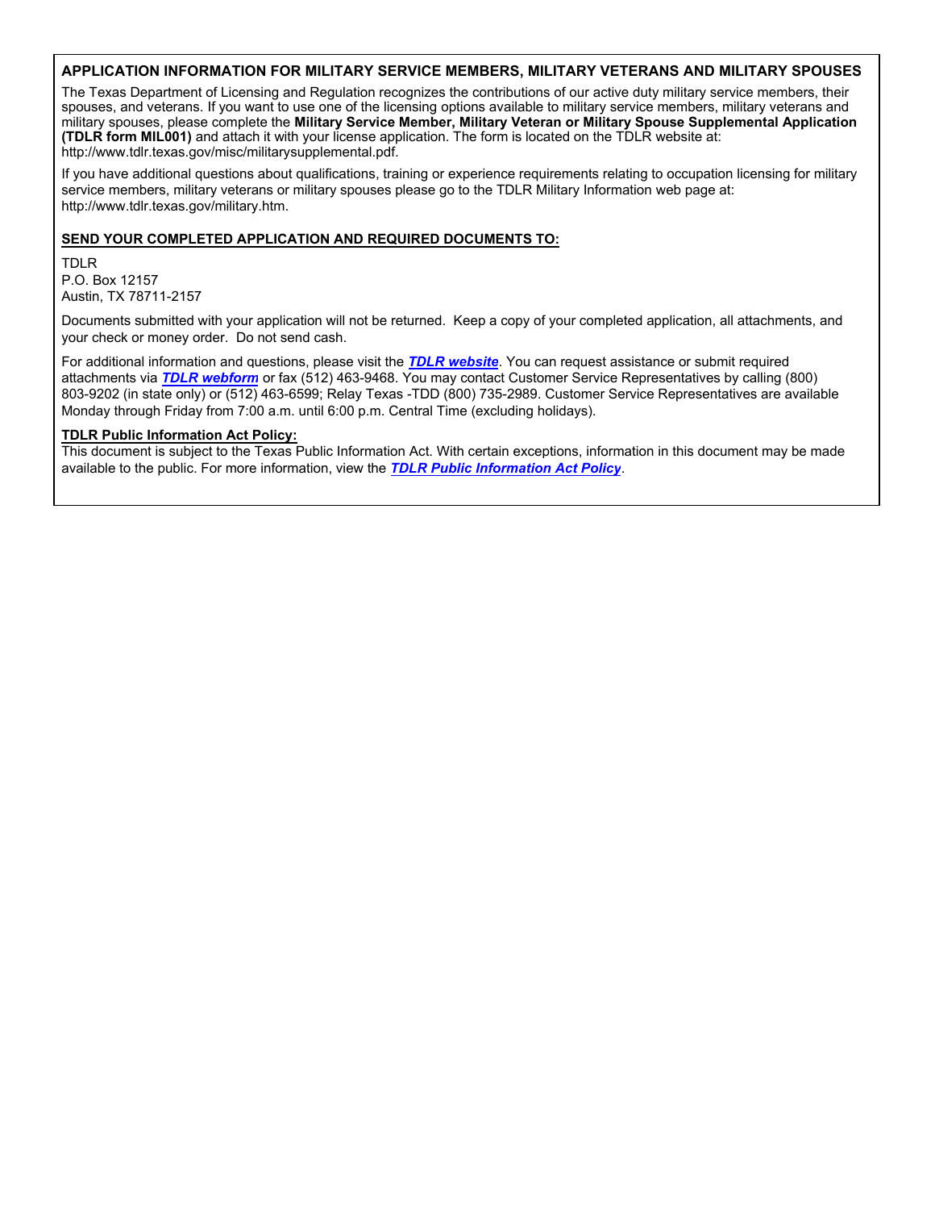## APPLICATION INFORMATION FOR MILITARY SERVICE MEMBERS, MILITARY VETERANS AND MILITARY SPOUSES

The Texas Department of Licensing and Regulation recognizes the contributions of our active duty military service members, their spouses, and veterans. If you want to use one of the licensing options available to military service members, military veterans and military spouses, please complete the **Military Service Member, Military Veteran or Military Spouse Supplemental Application (TDLR form MIL001)** and attach it with your license application. The form is located on the TDLR website at: http://www.tdlr.texas.gov/misc/militarysupplemental.pdf.

If you have additional questions about qualifications, training or experience requirements relating to occupation licensing for military service members, military veterans or military spouses please go to the TDLR Military Information web page at: http://www.tdlr.texas.gov/military.htm.

**SEND YOUR COMPLETED APPLICATION AND REQUIRED DOCUMENTS TO:**

TDLR
P.O. Box 12157
Austin, TX 78711-2157

Documents submitted with your application will not be returned. Keep a copy of your completed application, all attachments, and your check or money order. Do not send cash.

For additional information and questions, please visit the ***TDLR website***. You can request assistance or submit required attachments via ***TDLR webform*** or fax (512) 463-9468. You may contact Customer Service Representatives by calling (800) 803-9202 (in state only) or (512) 463-6599; Relay Texas -TDD (800) 735-2989. Customer Service Representatives are available Monday through Friday from 7:00 a.m. until 6:00 p.m. Central Time (excluding holidays).

**TDLR Public Information Act Policy:**
This document is subject to the Texas Public Information Act. With certain exceptions, information in this document may be made available to the public. For more information, view the ***TDLR Public Information Act Policy***.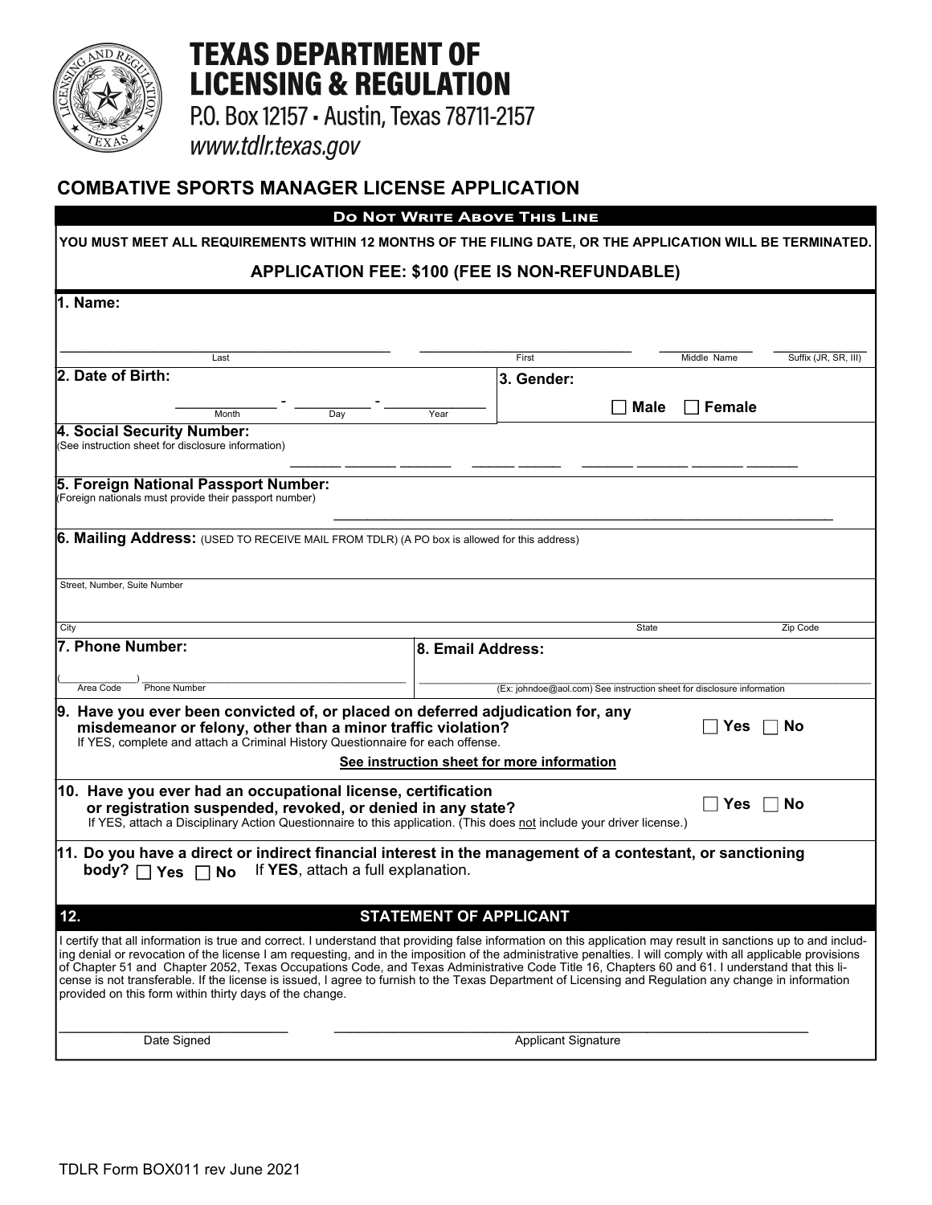# TEXAS DEPARTMENT OF LICENSING & REGULATION

P.O. Box 12157 • Austin, Texas 78711-2157

*www.tdlr.texas.gov*

## COMBATIVE SPORTS MANAGER LICENSE APPLICATION

**Do Not Write Above This Line**

**YOU MUST MEET ALL REQUIREMENTS WITHIN 12 MONTHS OF THE FILING DATE, OR THE APPLICATION WILL BE TERMINATED.**

**APPLICATION FEE: $100 (FEE IS NON-REFUNDABLE)**

**1. Name:**

______________________ ______________________ ____________ ____________
Last First Middle Name Suffix (JR, SR, III)

**2. Date of Birth:**

________ - ________ - ________
Month Day Year

**3. Gender:** ☐ Male ☐ Female

**4. Social Security Number:**
(See instruction sheet for disclosure information)

___ ___ ___ ___ ___ ___ ___ ___ ___

**5. Foreign National Passport Number:**
(Foreign nationals must provide their passport number)

______________________________________

**6. Mailing Address:** (USED TO RECEIVE MAIL FROM TDLR) (A PO box is allowed for this address)

Street, Number, Suite Number

City State Zip Code

**7. Phone Number:**

(________) ______________________
Area Code Phone Number

**8. Email Address:**

______________________________________
(Ex: johndoe@aol.com) See instruction sheet for disclosure information

**9. Have you ever been convicted of, or placed on deferred adjudication for, any misdemeanor or felony, other than a minor traffic violation?** ☐ Yes ☐ No
If YES, complete and attach a Criminal History Questionnaire for each offense.

<u>See instruction sheet for more information</u>

**10. Have you ever had an occupational license, certification or registration suspended, revoked, or denied in any state?** ☐ Yes ☐ No
If YES, attach a Disciplinary Action Questionnaire to this application. (This does <u>not</u> include your driver license.)

**11. Do you have a direct or indirect financial interest in the management of a contestant, or sanctioning body?** ☐ Yes ☐ No If **YES**, attach a full explanation.

**12. STATEMENT OF APPLICANT**

I certify that all information is true and correct. I understand that providing false information on this application may result in sanctions up to and including denial or revocation of the license I am requesting, and in the imposition of the administrative penalties. I will comply with all applicable provisions of Chapter 51 and Chapter 2052, Texas Occupations Code, and Texas Administrative Code Title 16, Chapters 60 and 61. I understand that this license is not transferable. If the license is issued, I agree to furnish to the Texas Department of Licensing and Regulation any change in information provided on this form within thirty days of the change.

______________________ ______________________________________
Date Signed Applicant Signature

TDLR Form BOX011 rev June 2021